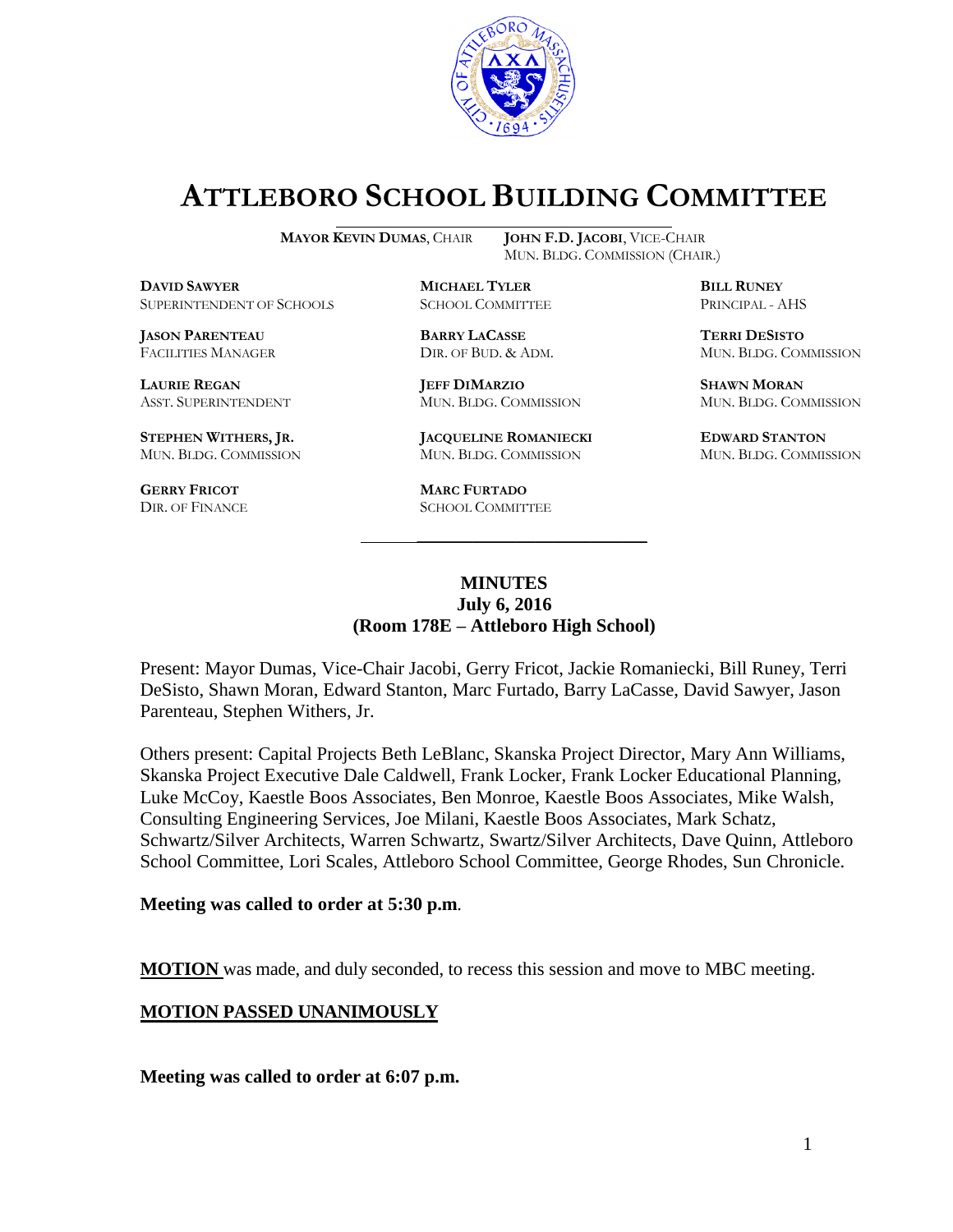# ATTLEBORO SCHOOL BUILDING COMMITTEE

**MAYOR KEVIN DUMAS**, CHAIR &nbsp;&nbsp;&nbsp; **JOHN F.D. JACOBI**, VICE-CHAIR
MUN. BLDG. COMMISSION (CHAIR.)

**DAVID SAWYER**
SUPERINTENDENT OF SCHOOLS

**MICHAEL TYLER**
SCHOOL COMMITTEE

**BILL RUNEY**
PRINCIPAL - AHS

**JASON PARENTEAU**
FACILITIES MANAGER

**BARRY LACASSE**
DIR. OF BUD. & ADM.

**TERRI DESISTO**
MUN. BLDG. COMMISSION

**LAURIE REGAN**
ASST. SUPERINTENDENT

**JEFF DIMARZIO**
MUN. BLDG. COMMISSION

**SHAWN MORAN**
MUN. BLDG. COMMISSION

**STEPHEN WITHERS, JR.**
MUN. BLDG. COMMISSION

**JACQUELINE ROMANIECKI**
MUN. BLDG. COMMISSION

**EDWARD STANTON**
MUN. BLDG. COMMISSION

**GERRY FRICOT**
DIR. OF FINANCE

**MARC FURTADO**
SCHOOL COMMITTEE

---

**MINUTES**
**July 6, 2016**
**(Room 178E – Attleboro High School)**

Present: Mayor Dumas, Vice-Chair Jacobi, Gerry Fricot, Jackie Romaniecki, Bill Runey, Terri DeSisto, Shawn Moran, Edward Stanton, Marc Furtado, Barry LaCasse, David Sawyer, Jason Parenteau, Stephen Withers, Jr.

Others present: Capital Projects Beth LeBlanc, Skanska Project Director, Mary Ann Williams, Skanska Project Executive Dale Caldwell, Frank Locker, Frank Locker Educational Planning, Luke McCoy, Kaestle Boos Associates, Ben Monroe, Kaestle Boos Associates, Mike Walsh, Consulting Engineering Services, Joe Milani, Kaestle Boos Associates, Mark Schatz, Schwartz/Silver Architects, Warren Schwartz, Swartz/Silver Architects, Dave Quinn, Attleboro School Committee, Lori Scales, Attleboro School Committee, George Rhodes, Sun Chronicle.

**Meeting was called to order at 5:30 p.m.**

**MOTION** was made, and duly seconded, to recess this session and move to MBC meeting.

**MOTION PASSED UNANIMOUSLY**

**Meeting was called to order at 6:07 p.m.**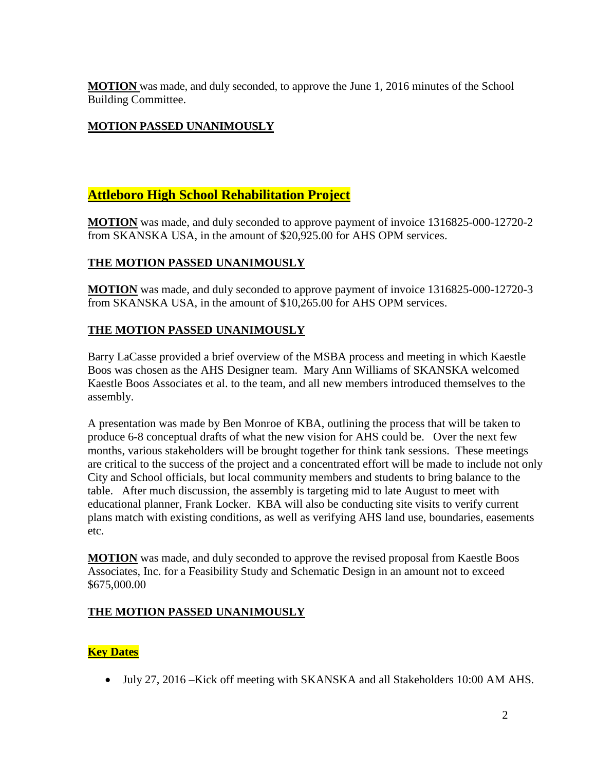**MOTION** was made, and duly seconded, to approve the June 1, 2016 minutes of the School Building Committee.

**MOTION PASSED UNANIMOUSLY**

## Attleboro High School Rehabilitation Project

**MOTION** was made, and duly seconded to approve payment of invoice 1316825-000-12720-2 from SKANSKA USA, in the amount of $20,925.00 for AHS OPM services.

**THE MOTION PASSED UNANIMOUSLY**

**MOTION** was made, and duly seconded to approve payment of invoice 1316825-000-12720-3 from SKANSKA USA, in the amount of $10,265.00 for AHS OPM services.

**THE MOTION PASSED UNANIMOUSLY**

Barry LaCasse provided a brief overview of the MSBA process and meeting in which Kaestle Boos was chosen as the AHS Designer team. Mary Ann Williams of SKANSKA welcomed Kaestle Boos Associates et al. to the team, and all new members introduced themselves to the assembly.

A presentation was made by Ben Monroe of KBA, outlining the process that will be taken to produce 6-8 conceptual drafts of what the new vision for AHS could be. Over the next few months, various stakeholders will be brought together for think tank sessions. These meetings are critical to the success of the project and a concentrated effort will be made to include not only City and School officials, but local community members and students to bring balance to the table. After much discussion, the assembly is targeting mid to late August to meet with educational planner, Frank Locker. KBA will also be conducting site visits to verify current plans match with existing conditions, as well as verifying AHS land use, boundaries, easements etc.

**MOTION** was made, and duly seconded to approve the revised proposal from Kaestle Boos Associates, Inc. for a Feasibility Study and Schematic Design in an amount not to exceed $675,000.00

**THE MOTION PASSED UNANIMOUSLY**

### Key Dates

- July 27, 2016 –Kick off meeting with SKANSKA and all Stakeholders 10:00 AM AHS.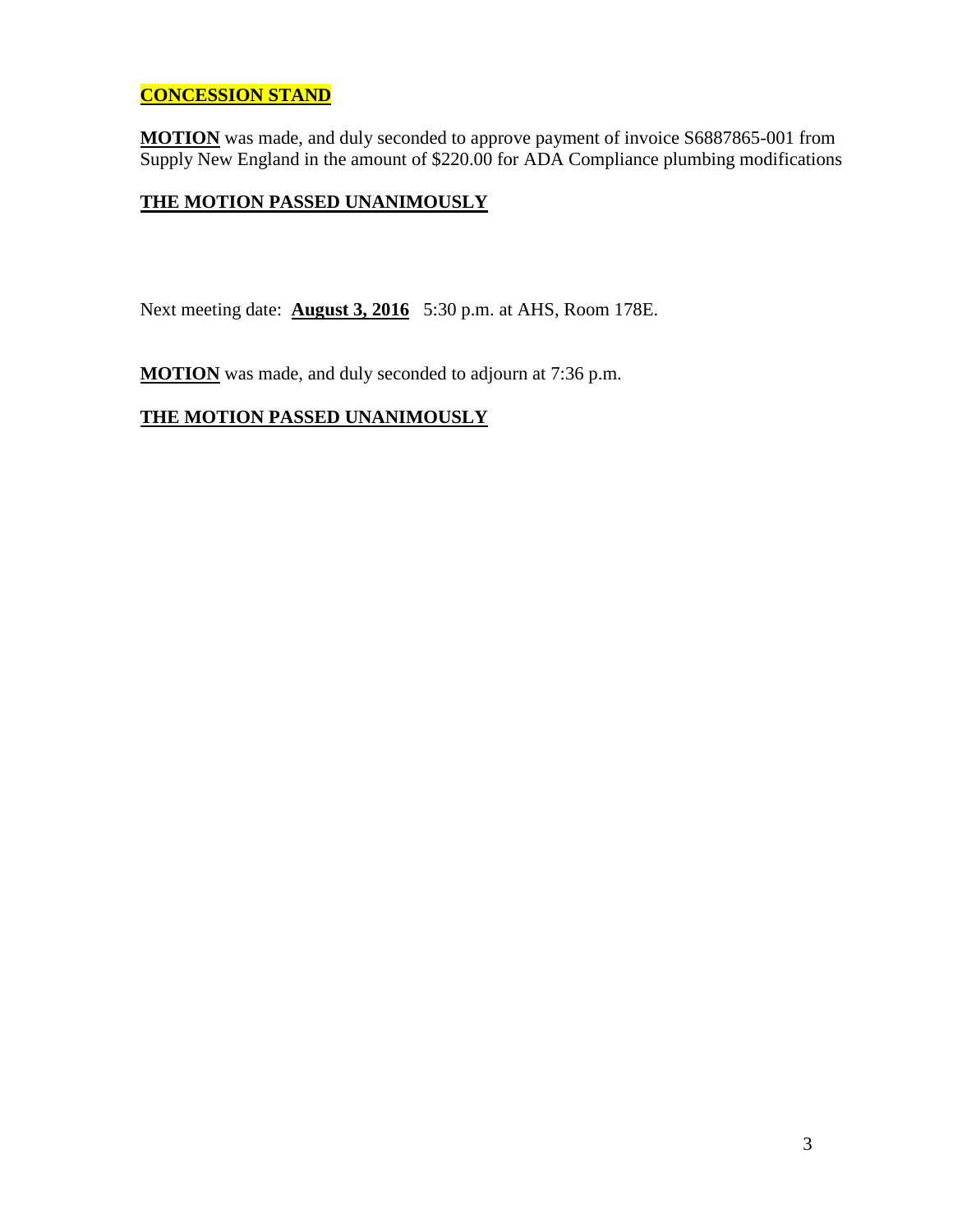## CONCESSION STAND

**MOTION** was made, and duly seconded to approve payment of invoice S6887865-001 from Supply New England in the amount of $220.00 for ADA Compliance plumbing modifications

**THE MOTION PASSED UNANIMOUSLY**

Next meeting date: **August 3, 2016** 5:30 p.m. at AHS, Room 178E.

**MOTION** was made, and duly seconded to adjourn at 7:36 p.m.

**THE MOTION PASSED UNANIMOUSLY**